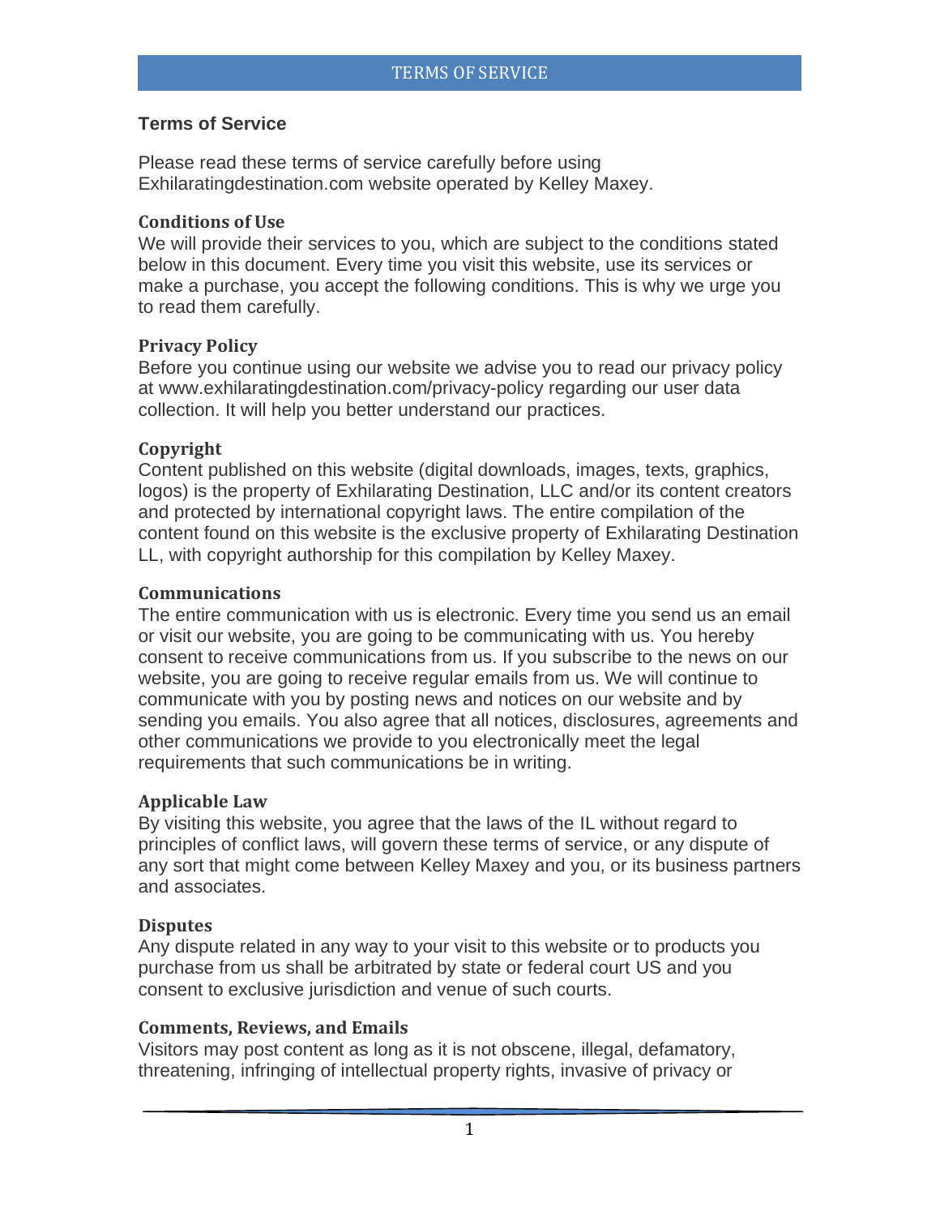## Terms of Service

Please read these terms of service carefully before using Exhilaratingdestination.com website operated by Kelley Maxey.

### Conditions of Use

We will provide their services to you, which are subject to the conditions stated below in this document. Every time you visit this website, use its services or make a purchase, you accept the following conditions. This is why we urge you to read them carefully.

### Privacy Policy

Before you continue using our website we advise you to read our privacy policy at www.exhilaratingdestination.com/privacy-policy regarding our user data collection. It will help you better understand our practices.

### Copyright

Content published on this website (digital downloads, images, texts, graphics, logos) is the property of Exhilarating Destination, LLC and/or its content creators and protected by international copyright laws. The entire compilation of the content found on this website is the exclusive property of Exhilarating Destination LL, with copyright authorship for this compilation by Kelley Maxey.

### Communications

The entire communication with us is electronic. Every time you send us an email or visit our website, you are going to be communicating with us. You hereby consent to receive communications from us. If you subscribe to the news on our website, you are going to receive regular emails from us. We will continue to communicate with you by posting news and notices on our website and by sending you emails. You also agree that all notices, disclosures, agreements and other communications we provide to you electronically meet the legal requirements that such communications be in writing.

### Applicable Law

By visiting this website, you agree that the laws of the IL without regard to principles of conflict laws, will govern these terms of service, or any dispute of any sort that might come between Kelley Maxey and you, or its business partners and associates.

### Disputes

Any dispute related in any way to your visit to this website or to products you purchase from us shall be arbitrated by state or federal court US and you consent to exclusive jurisdiction and venue of such courts.

### Comments, Reviews, and Emails

Visitors may post content as long as it is not obscene, illegal, defamatory, threatening, infringing of intellectual property rights, invasive of privacy or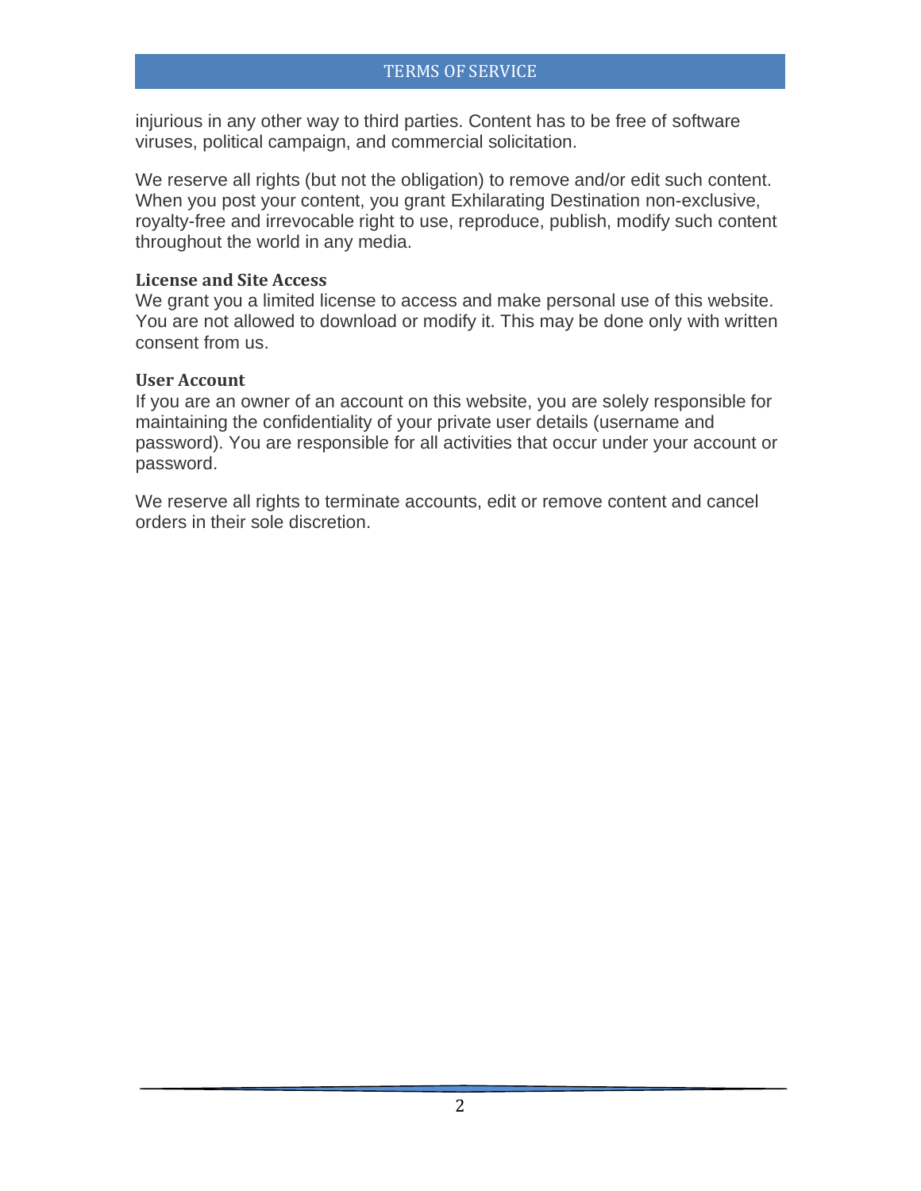injurious in any other way to third parties. Content has to be free of software viruses, political campaign, and commercial solicitation.

We reserve all rights (but not the obligation) to remove and/or edit such content. When you post your content, you grant Exhilarating Destination non-exclusive, royalty-free and irrevocable right to use, reproduce, publish, modify such content throughout the world in any media.

**License and Site Access**

We grant you a limited license to access and make personal use of this website. You are not allowed to download or modify it. This may be done only with written consent from us.

**User Account**

If you are an owner of an account on this website, you are solely responsible for maintaining the confidentiality of your private user details (username and password). You are responsible for all activities that occur under your account or password.

We reserve all rights to terminate accounts, edit or remove content and cancel orders in their sole discretion.